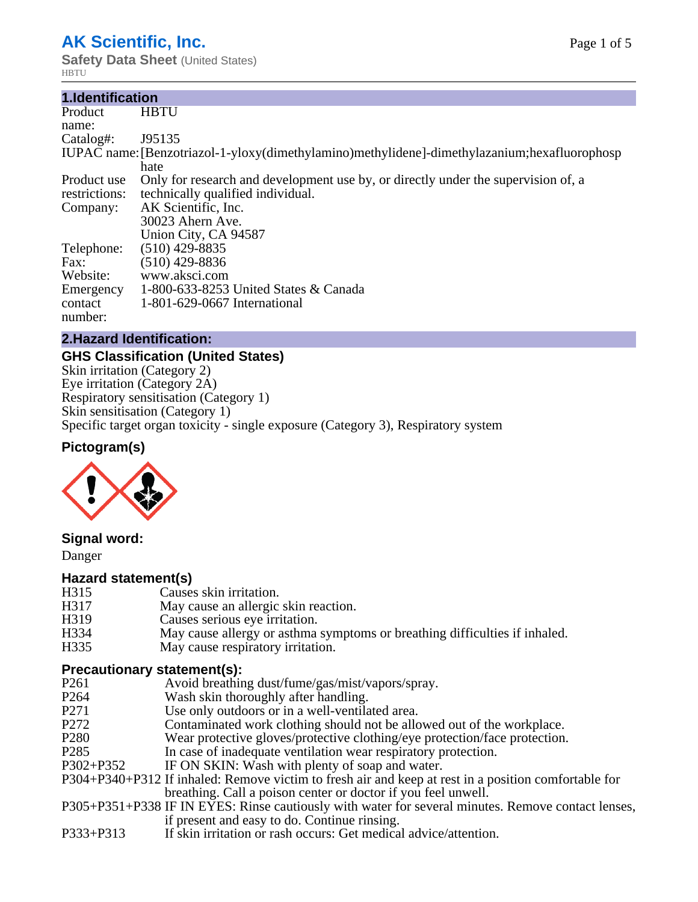# AK Scientific, Inc.

**Safety Data Sheet** (United States)
HBTU

## 1.Identification

| | |
|---|---|
| Product name: | HBTU |
| Catalog#: | J95135 |
| IUPAC name: | [Benzotriazol-1-yloxy(dimethylamino)methylidene]-dimethylazanium;hexafluorophosphate |
| Product use restrictions: | Only for research and development use by, or directly under the supervision of, a technically qualified individual. |
| Company: | AK Scientific, Inc.<br>30023 Ahern Ave.<br>Union City, CA 94587 |
| Telephone: | (510) 429-8835 |
| Fax: | (510) 429-8836 |
| Website: | www.aksci.com |
| Emergency contact number: | 1-800-633-8253 United States & Canada<br>1-801-629-0667 International |

## 2.Hazard Identification:

### GHS Classification (United States)

Skin irritation (Category 2)
Eye irritation (Category 2A)
Respiratory sensitisation (Category 1)
Skin sensitisation (Category 1)
Specific target organ toxicity - single exposure (Category 3), Respiratory system

### Pictogram(s)

### Signal word:

Danger

### Hazard statement(s)

| | |
|---|---|
| H315 | Causes skin irritation. |
| H317 | May cause an allergic skin reaction. |
| H319 | Causes serious eye irritation. |
| H334 | May cause allergy or asthma symptoms or breathing difficulties if inhaled. |
| H335 | May cause respiratory irritation. |

### Precautionary statement(s):

| | |
|---|---|
| P261 | Avoid breathing dust/fume/gas/mist/vapors/spray. |
| P264 | Wash skin thoroughly after handling. |
| P271 | Use only outdoors or in a well-ventilated area. |
| P272 | Contaminated work clothing should not be allowed out of the workplace. |
| P280 | Wear protective gloves/protective clothing/eye protection/face protection. |
| P285 | In case of inadequate ventilation wear respiratory protection. |
| P302+P352 | IF ON SKIN: Wash with plenty of soap and water. |
| P304+P340+P312 | If inhaled: Remove victim to fresh air and keep at rest in a position comfortable for breathing. Call a poison center or doctor if you feel unwell. |
| P305+P351+P338 | IF IN EYES: Rinse cautiously with water for several minutes. Remove contact lenses, if present and easy to do. Continue rinsing. |
| P333+P313 | If skin irritation or rash occurs: Get medical advice/attention. |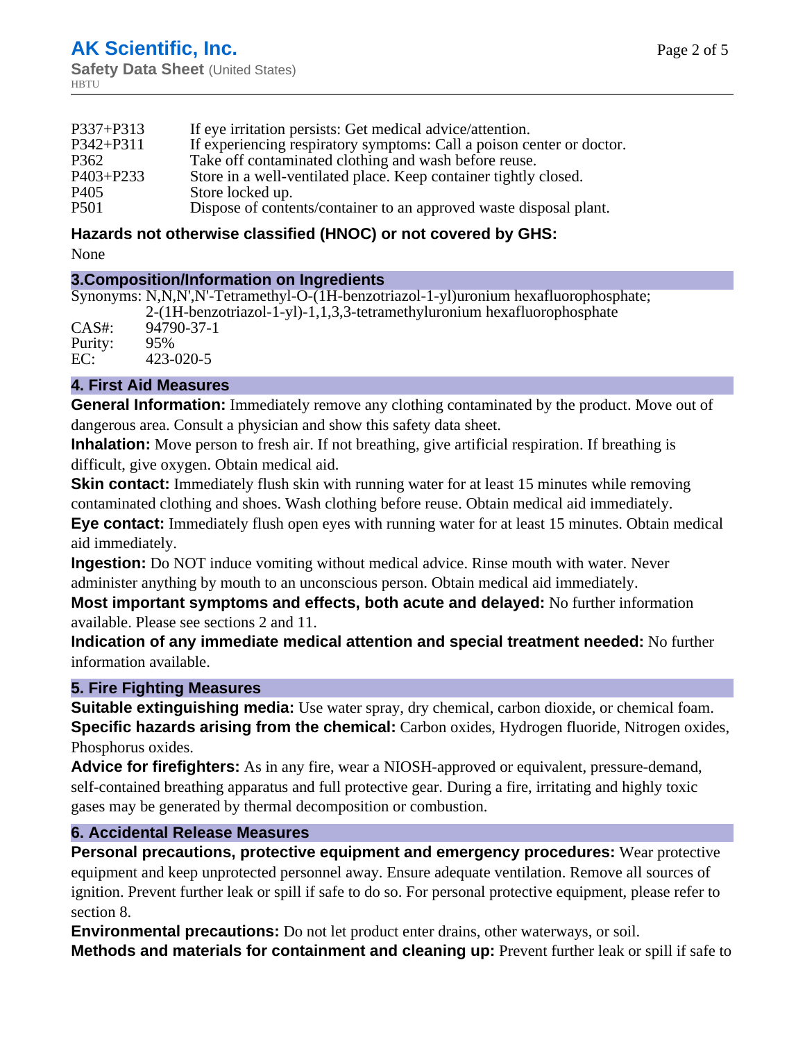| | |
|---|---|
| P337+P313 | If eye irritation persists: Get medical advice/attention. |
| P342+P311 | If experiencing respiratory symptoms: Call a poison center or doctor. |
| P362 | Take off contaminated clothing and wash before reuse. |
| P403+P233 | Store in a well-ventilated place. Keep container tightly closed. |
| P405 | Store locked up. |
| P501 | Dispose of contents/container to an approved waste disposal plant. |

### Hazards not otherwise classified (HNOC) or not covered by GHS:

None

## 3.Composition/Information on Ingredients

Synonyms: N,N,N',N'-Tetramethyl-O-(1H-benzotriazol-1-yl)uronium hexafluorophosphate; 2-(1H-benzotriazol-1-yl)-1,1,3,3-tetramethyluronium hexafluorophosphate

CAS#: 94790-37-1

Purity: 95%

EC: 423-020-5

## 4. First Aid Measures

**General Information:** Immediately remove any clothing contaminated by the product. Move out of dangerous area. Consult a physician and show this safety data sheet.

**Inhalation:** Move person to fresh air. If not breathing, give artificial respiration. If breathing is difficult, give oxygen. Obtain medical aid.

**Skin contact:** Immediately flush skin with running water for at least 15 minutes while removing contaminated clothing and shoes. Wash clothing before reuse. Obtain medical aid immediately.

**Eye contact:** Immediately flush open eyes with running water for at least 15 minutes. Obtain medical aid immediately.

**Ingestion:** Do NOT induce vomiting without medical advice. Rinse mouth with water. Never administer anything by mouth to an unconscious person. Obtain medical aid immediately.

**Most important symptoms and effects, both acute and delayed:** No further information available. Please see sections 2 and 11.

**Indication of any immediate medical attention and special treatment needed:** No further information available.

## 5. Fire Fighting Measures

**Suitable extinguishing media:** Use water spray, dry chemical, carbon dioxide, or chemical foam.

**Specific hazards arising from the chemical:** Carbon oxides, Hydrogen fluoride, Nitrogen oxides, Phosphorus oxides.

**Advice for firefighters:** As in any fire, wear a NIOSH-approved or equivalent, pressure-demand, self-contained breathing apparatus and full protective gear. During a fire, irritating and highly toxic gases may be generated by thermal decomposition or combustion.

## 6. Accidental Release Measures

**Personal precautions, protective equipment and emergency procedures:** Wear protective equipment and keep unprotected personnel away. Ensure adequate ventilation. Remove all sources of ignition. Prevent further leak or spill if safe to do so. For personal protective equipment, please refer to section 8.

**Environmental precautions:** Do not let product enter drains, other waterways, or soil.

**Methods and materials for containment and cleaning up:** Prevent further leak or spill if safe to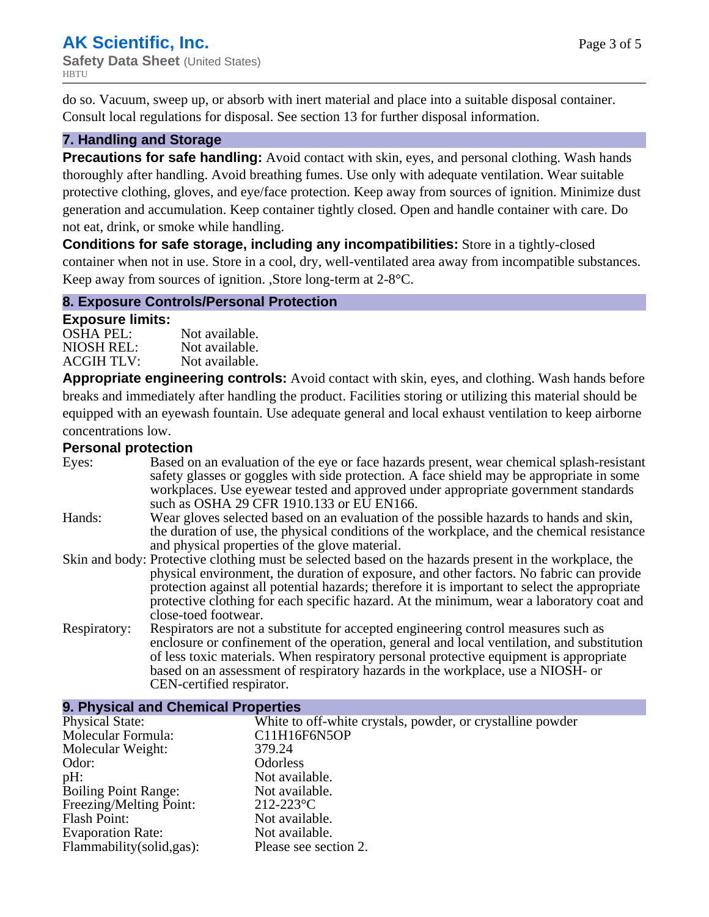do so. Vacuum, sweep up, or absorb with inert material and place into a suitable disposal container. Consult local regulations for disposal. See section 13 for further disposal information.

## 7. Handling and Storage

**Precautions for safe handling:** Avoid contact with skin, eyes, and personal clothing. Wash hands thoroughly after handling. Avoid breathing fumes. Use only with adequate ventilation. Wear suitable protective clothing, gloves, and eye/face protection. Keep away from sources of ignition. Minimize dust generation and accumulation. Keep container tightly closed. Open and handle container with care. Do not eat, drink, or smoke while handling.

**Conditions for safe storage, including any incompatibilities:** Store in a tightly-closed container when not in use. Store in a cool, dry, well-ventilated area away from incompatible substances. Keep away from sources of ignition. ,Store long-term at 2-8°C.

## 8. Exposure Controls/Personal Protection

**Exposure limits:**

| | |
|---|---|
| OSHA PEL: | Not available. |
| NIOSH REL: | Not available. |
| ACGIH TLV: | Not available. |

**Appropriate engineering controls:** Avoid contact with skin, eyes, and clothing. Wash hands before breaks and immediately after handling the product. Facilities storing or utilizing this material should be equipped with an eyewash fountain. Use adequate general and local exhaust ventilation to keep airborne concentrations low.

**Personal protection**

| | |
|---|---|
| Eyes: | Based on an evaluation of the eye or face hazards present, wear chemical splash-resistant safety glasses or goggles with side protection. A face shield may be appropriate in some workplaces. Use eyewear tested and approved under appropriate government standards such as OSHA 29 CFR 1910.133 or EU EN166. |
| Hands: | Wear gloves selected based on an evaluation of the possible hazards to hands and skin, the duration of use, the physical conditions of the workplace, and the chemical resistance and physical properties of the glove material. |
| Skin and body: | Protective clothing must be selected based on the hazards present in the workplace, the physical environment, the duration of exposure, and other factors. No fabric can provide protection against all potential hazards; therefore it is important to select the appropriate protective clothing for each specific hazard. At the minimum, wear a laboratory coat and close-toed footwear. |
| Respiratory: | Respirators are not a substitute for accepted engineering control measures such as enclosure or confinement of the operation, general and local ventilation, and substitution of less toxic materials. When respiratory personal protective equipment is appropriate based on an assessment of respiratory hazards in the workplace, use a NIOSH- or CEN-certified respirator. |

## 9. Physical and Chemical Properties

| | |
|---|---|
| Physical State: | White to off-white crystals, powder, or crystalline powder |
| Molecular Formula: | $C_{11}H_{16}F_6N_5OP$ |
| Molecular Weight: | 379.24 |
| Odor: | Odorless |
| pH: | Not available. |
| Boiling Point Range: | Not available. |
| Freezing/Melting Point: | 212-223°C |
| Flash Point: | Not available. |
| Evaporation Rate: | Not available. |
| Flammability(solid,gas): | Please see section 2. |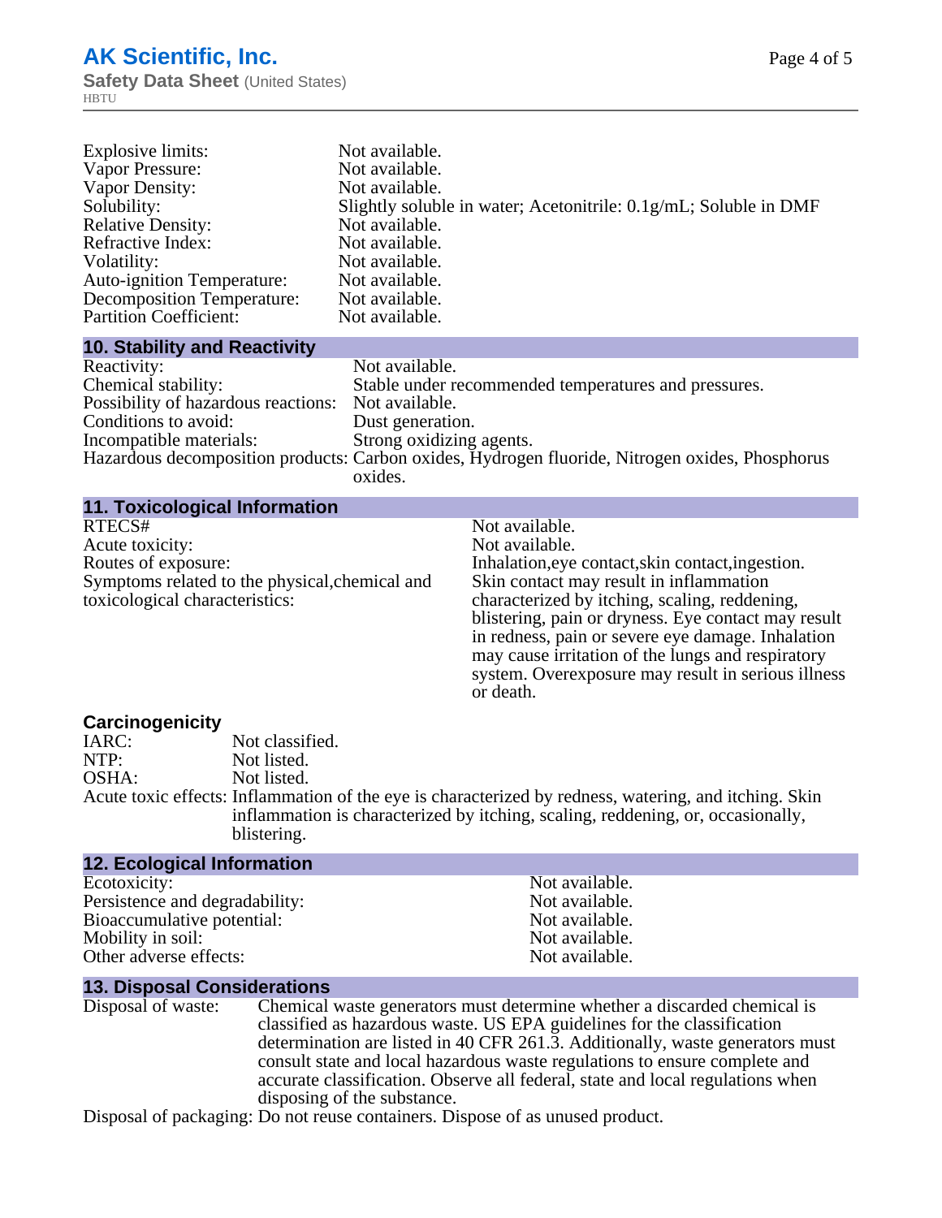| | |
|---|---|
| Explosive limits: | Not available. |
| Vapor Pressure: | Not available. |
| Vapor Density: | Not available. |
| Solubility: | Slightly soluble in water; Acetonitrile: 0.1g/mL; Soluble in DMF |
| Relative Density: | Not available. |
| Refractive Index: | Not available. |
| Volatility: | Not available. |
| Auto-ignition Temperature: | Not available. |
| Decomposition Temperature: | Not available. |
| Partition Coefficient: | Not available. |

## 10. Stability and Reactivity

| | |
|---|---|
| Reactivity: | Not available. |
| Chemical stability: | Stable under recommended temperatures and pressures. |
| Possibility of hazardous reactions: | Not available. |
| Conditions to avoid: | Dust generation. |
| Incompatible materials: | Strong oxidizing agents. |
| Hazardous decomposition products: | Carbon oxides, Hydrogen fluoride, Nitrogen oxides, Phosphorus oxides. |

## 11. Toxicological Information

| | |
|---|---|
| RTECS# | Not available. |
| Acute toxicity: | Not available. |
| Routes of exposure: | Inhalation,eye contact,skin contact,ingestion. |
| Symptoms related to the physical,chemical and toxicological characteristics: | Skin contact may result in inflammation characterized by itching, scaling, reddening, blistering, pain or dryness. Eye contact may result in redness, pain or severe eye damage. Inhalation may cause irritation of the lungs and respiratory system. Overexposure may result in serious illness or death. |

### Carcinogenicity

| | |
|---|---|
| IARC: | Not classified. |
| NTP: | Not listed. |
| OSHA: | Not listed. |
| Acute toxic effects: | Inflammation of the eye is characterized by redness, watering, and itching. Skin inflammation is characterized by itching, scaling, reddening, or, occasionally, blistering. |

## 12. Ecological Information

| | |
|---|---|
| Ecotoxicity: | Not available. |
| Persistence and degradability: | Not available. |
| Bioaccumulative potential: | Not available. |
| Mobility in soil: | Not available. |
| Other adverse effects: | Not available. |

## 13. Disposal Considerations

| | |
|---|---|
| Disposal of waste: | Chemical waste generators must determine whether a discarded chemical is classified as hazardous waste. US EPA guidelines for the classification determination are listed in 40 CFR 261.3. Additionally, waste generators must consult state and local hazardous waste regulations to ensure complete and accurate classification. Observe all federal, state and local regulations when disposing of the substance. |
| Disposal of packaging: | Do not reuse containers. Dispose of as unused product. |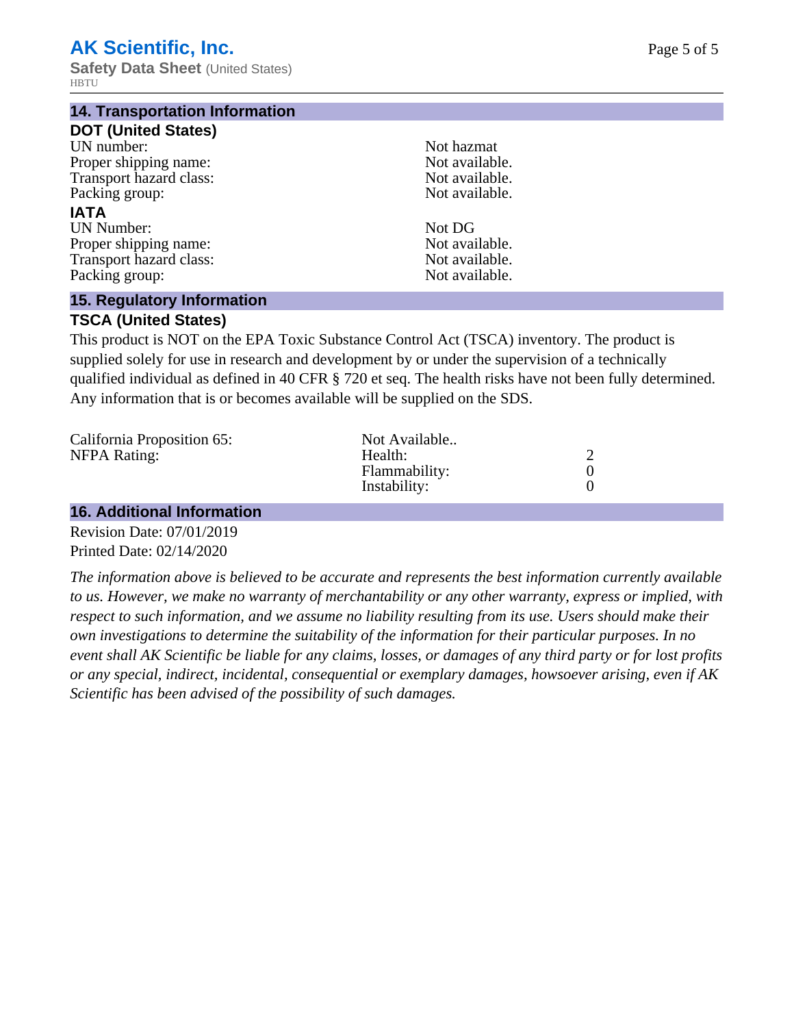## 14. Transportation Information

### DOT (United States)

| | |
|---|---|
| UN number: | Not hazmat |
| Proper shipping name: | Not available. |
| Transport hazard class: | Not available. |
| Packing group: | Not available. |

### IATA

| | |
|---|---|
| UN Number: | Not DG |
| Proper shipping name: | Not available. |
| Transport hazard class: | Not available. |
| Packing group: | Not available. |

## 15. Regulatory Information

### TSCA (United States)

This product is NOT on the EPA Toxic Substance Control Act (TSCA) inventory. The product is supplied solely for use in research and development by or under the supervision of a technically qualified individual as defined in 40 CFR § 720 et seq. The health risks have not been fully determined. Any information that is or becomes available will be supplied on the SDS.

| | | |
|---|---|---|
| California Proposition 65: | Not Available.. | |
| NFPA Rating: | Health: | 2 |
| | Flammability: | 0 |
| | Instability: | 0 |

## 16. Additional Information

Revision Date: 07/01/2019
Printed Date: 02/14/2020

*The information above is believed to be accurate and represents the best information currently available to us. However, we make no warranty of merchantability or any other warranty, express or implied, with respect to such information, and we assume no liability resulting from its use. Users should make their own investigations to determine the suitability of the information for their particular purposes. In no event shall AK Scientific be liable for any claims, losses, or damages of any third party or for lost profits or any special, indirect, incidental, consequential or exemplary damages, howsoever arising, even if AK Scientific has been advised of the possibility of such damages.*